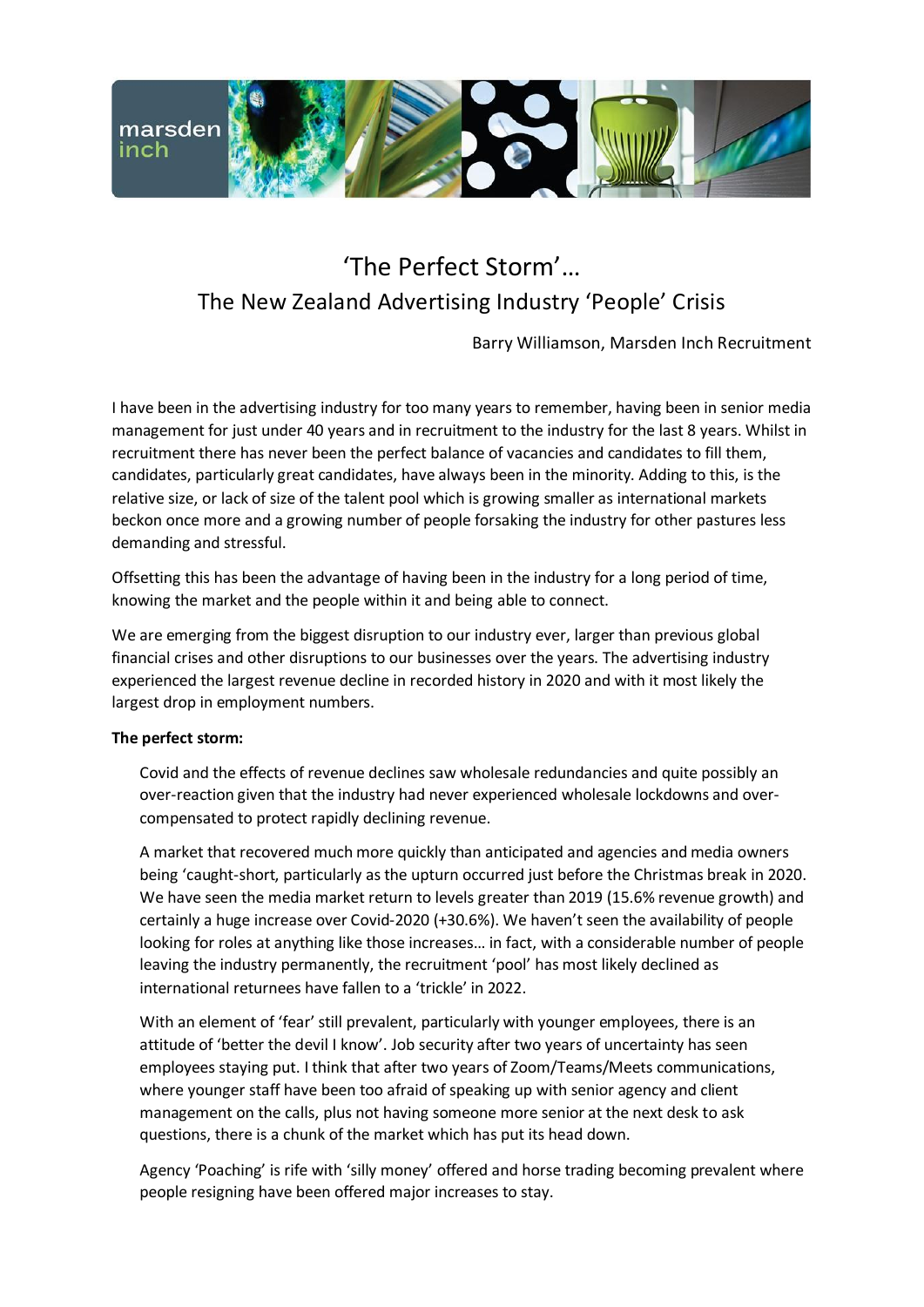# 'The Perfect Storm'…
## The New Zealand Advertising Industry 'People' Crisis

Barry Williamson, Marsden Inch Recruitment

I have been in the advertising industry for too many years to remember, having been in senior media management for just under 40 years and in recruitment to the industry for the last 8 years. Whilst in recruitment there has never been the perfect balance of vacancies and candidates to fill them, candidates, particularly great candidates, have always been in the minority. Adding to this, is the relative size, or lack of size of the talent pool which is growing smaller as international markets beckon once more and a growing number of people forsaking the industry for other pastures less demanding and stressful.

Offsetting this has been the advantage of having been in the industry for a long period of time, knowing the market and the people within it and being able to connect.

We are emerging from the biggest disruption to our industry ever, larger than previous global financial crises and other disruptions to our businesses over the years. The advertising industry experienced the largest revenue decline in recorded history in 2020 and with it most likely the largest drop in employment numbers.

**The perfect storm:**

Covid and the effects of revenue declines saw wholesale redundancies and quite possibly an over-reaction given that the industry had never experienced wholesale lockdowns and over-compensated to protect rapidly declining revenue.

A market that recovered much more quickly than anticipated and agencies and media owners being 'caught-short, particularly as the upturn occurred just before the Christmas break in 2020. We have seen the media market return to levels greater than 2019 (15.6% revenue growth) and certainly a huge increase over Covid-2020 (+30.6%). We haven't seen the availability of people looking for roles at anything like those increases… in fact, with a considerable number of people leaving the industry permanently, the recruitment 'pool' has most likely declined as international returnees have fallen to a 'trickle' in 2022.

With an element of 'fear' still prevalent, particularly with younger employees, there is an attitude of 'better the devil I know'. Job security after two years of uncertainty has seen employees staying put. I think that after two years of Zoom/Teams/Meets communications, where younger staff have been too afraid of speaking up with senior agency and client management on the calls, plus not having someone more senior at the next desk to ask questions, there is a chunk of the market which has put its head down.

Agency 'Poaching' is rife with 'silly money' offered and horse trading becoming prevalent where people resigning have been offered major increases to stay.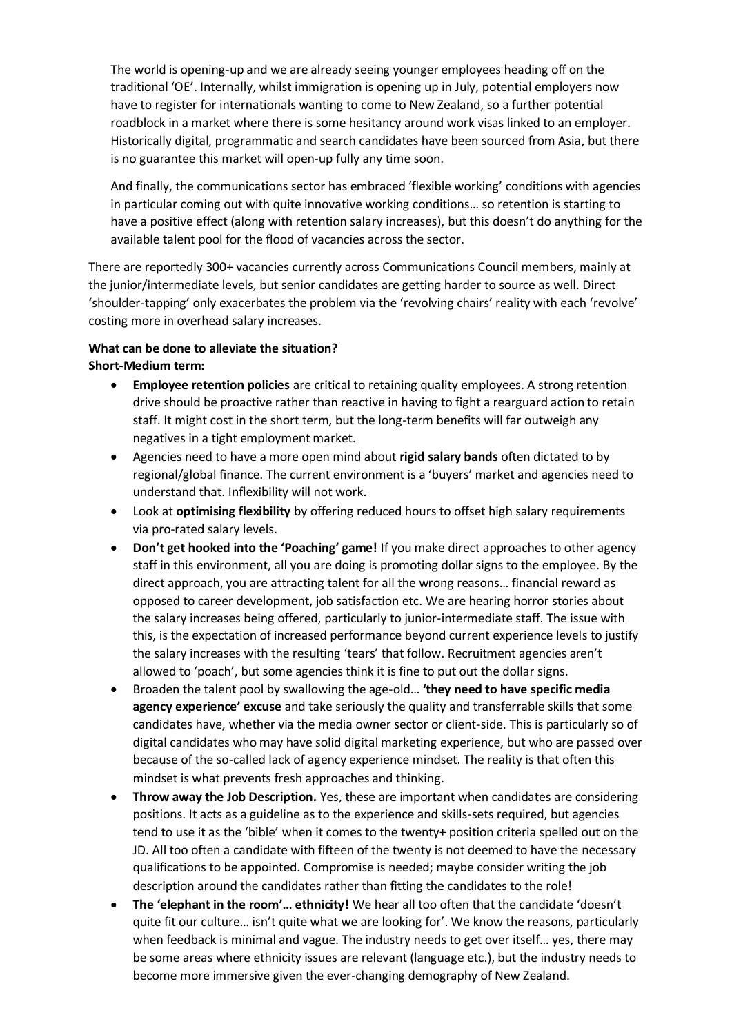The world is opening-up and we are already seeing younger employees heading off on the traditional 'OE'. Internally, whilst immigration is opening up in July, potential employers now have to register for internationals wanting to come to New Zealand, so a further potential roadblock in a market where there is some hesitancy around work visas linked to an employer. Historically digital, programmatic and search candidates have been sourced from Asia, but there is no guarantee this market will open-up fully any time soon.

And finally, the communications sector has embraced 'flexible working' conditions with agencies in particular coming out with quite innovative working conditions… so retention is starting to have a positive effect (along with retention salary increases), but this doesn't do anything for the available talent pool for the flood of vacancies across the sector.

There are reportedly 300+ vacancies currently across Communications Council members, mainly at the junior/intermediate levels, but senior candidates are getting harder to source as well. Direct 'shoulder-tapping' only exacerbates the problem via the 'revolving chairs' reality with each 'revolve' costing more in overhead salary increases.

**What can be done to alleviate the situation?**
**Short-Medium term:**

- **Employee retention policies** are critical to retaining quality employees. A strong retention drive should be proactive rather than reactive in having to fight a rearguard action to retain staff. It might cost in the short term, but the long-term benefits will far outweigh any negatives in a tight employment market.
- Agencies need to have a more open mind about **rigid salary bands** often dictated to by regional/global finance. The current environment is a 'buyers' market and agencies need to understand that. Inflexibility will not work.
- Look at **optimising flexibility** by offering reduced hours to offset high salary requirements via pro-rated salary levels.
- **Don't get hooked into the 'Poaching' game!** If you make direct approaches to other agency staff in this environment, all you are doing is promoting dollar signs to the employee. By the direct approach, you are attracting talent for all the wrong reasons… financial reward as opposed to career development, job satisfaction etc. We are hearing horror stories about the salary increases being offered, particularly to junior-intermediate staff. The issue with this, is the expectation of increased performance beyond current experience levels to justify the salary increases with the resulting 'tears' that follow. Recruitment agencies aren't allowed to 'poach', but some agencies think it is fine to put out the dollar signs.
- Broaden the talent pool by swallowing the age-old… **'they need to have specific media agency experience' excuse** and take seriously the quality and transferrable skills that some candidates have, whether via the media owner sector or client-side. This is particularly so of digital candidates who may have solid digital marketing experience, but who are passed over because of the so-called lack of agency experience mindset. The reality is that often this mindset is what prevents fresh approaches and thinking.
- **Throw away the Job Description.** Yes, these are important when candidates are considering positions. It acts as a guideline as to the experience and skills-sets required, but agencies tend to use it as the 'bible' when it comes to the twenty+ position criteria spelled out on the JD. All too often a candidate with fifteen of the twenty is not deemed to have the necessary qualifications to be appointed. Compromise is needed; maybe consider writing the job description around the candidates rather than fitting the candidates to the role!
- **The 'elephant in the room'… ethnicity!** We hear all too often that the candidate 'doesn't quite fit our culture… isn't quite what we are looking for'. We know the reasons, particularly when feedback is minimal and vague. The industry needs to get over itself… yes, there may be some areas where ethnicity issues are relevant (language etc.), but the industry needs to become more immersive given the ever-changing demography of New Zealand.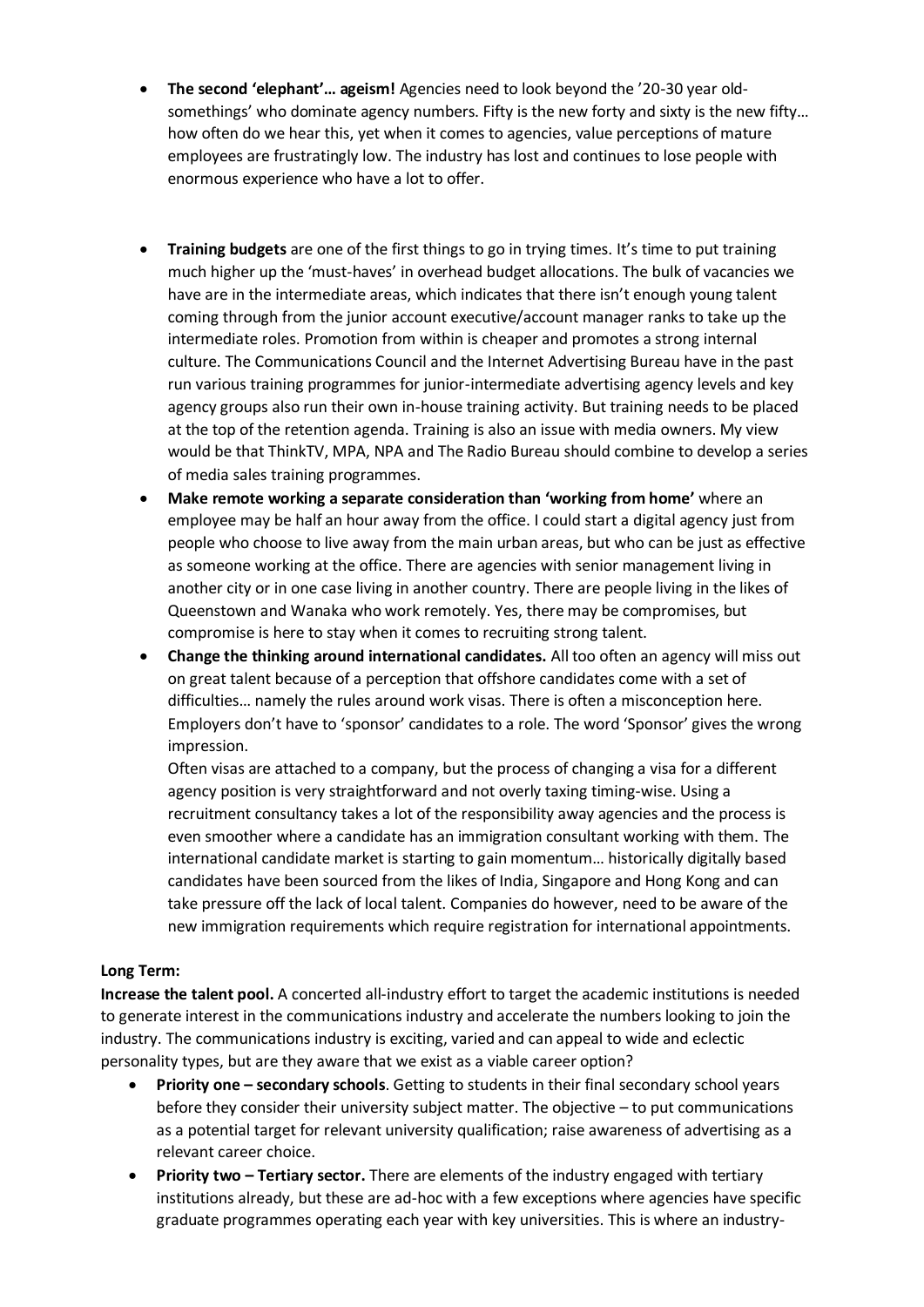- **The second 'elephant'… ageism!** Agencies need to look beyond the '20-30 year old-somethings' who dominate agency numbers. Fifty is the new forty and sixty is the new fifty… how often do we hear this, yet when it comes to agencies, value perceptions of mature employees are frustratingly low. The industry has lost and continues to lose people with enormous experience who have a lot to offer.

- **Training budgets** are one of the first things to go in trying times. It's time to put training much higher up the 'must-haves' in overhead budget allocations. The bulk of vacancies we have are in the intermediate areas, which indicates that there isn't enough young talent coming through from the junior account executive/account manager ranks to take up the intermediate roles. Promotion from within is cheaper and promotes a strong internal culture. The Communications Council and the Internet Advertising Bureau have in the past run various training programmes for junior-intermediate advertising agency levels and key agency groups also run their own in-house training activity. But training needs to be placed at the top of the retention agenda. Training is also an issue with media owners. My view would be that ThinkTV, MPA, NPA and The Radio Bureau should combine to develop a series of media sales training programmes.
- **Make remote working a separate consideration than 'working from home'** where an employee may be half an hour away from the office. I could start a digital agency just from people who choose to live away from the main urban areas, but who can be just as effective as someone working at the office. There are agencies with senior management living in another city or in one case living in another country. There are people living in the likes of Queenstown and Wanaka who work remotely. Yes, there may be compromises, but compromise is here to stay when it comes to recruiting strong talent.
- **Change the thinking around international candidates.** All too often an agency will miss out on great talent because of a perception that offshore candidates come with a set of difficulties… namely the rules around work visas. There is often a misconception here. Employers don't have to 'sponsor' candidates to a role. The word 'Sponsor' gives the wrong impression.

  Often visas are attached to a company, but the process of changing a visa for a different agency position is very straightforward and not overly taxing timing-wise. Using a recruitment consultancy takes a lot of the responsibility away agencies and the process is even smoother where a candidate has an immigration consultant working with them. The international candidate market is starting to gain momentum… historically digitally based candidates have been sourced from the likes of India, Singapore and Hong Kong and can take pressure off the lack of local talent. Companies do however, need to be aware of the new immigration requirements which require registration for international appointments.

**Long Term:**

**Increase the talent pool.** A concerted all-industry effort to target the academic institutions is needed to generate interest in the communications industry and accelerate the numbers looking to join the industry. The communications industry is exciting, varied and can appeal to wide and eclectic personality types, but are they aware that we exist as a viable career option?

- **Priority one – secondary schools**. Getting to students in their final secondary school years before they consider their university subject matter. The objective – to put communications as a potential target for relevant university qualification; raise awareness of advertising as a relevant career choice.
- **Priority two – Tertiary sector.** There are elements of the industry engaged with tertiary institutions already, but these are ad-hoc with a few exceptions where agencies have specific graduate programmes operating each year with key universities. This is where an industry-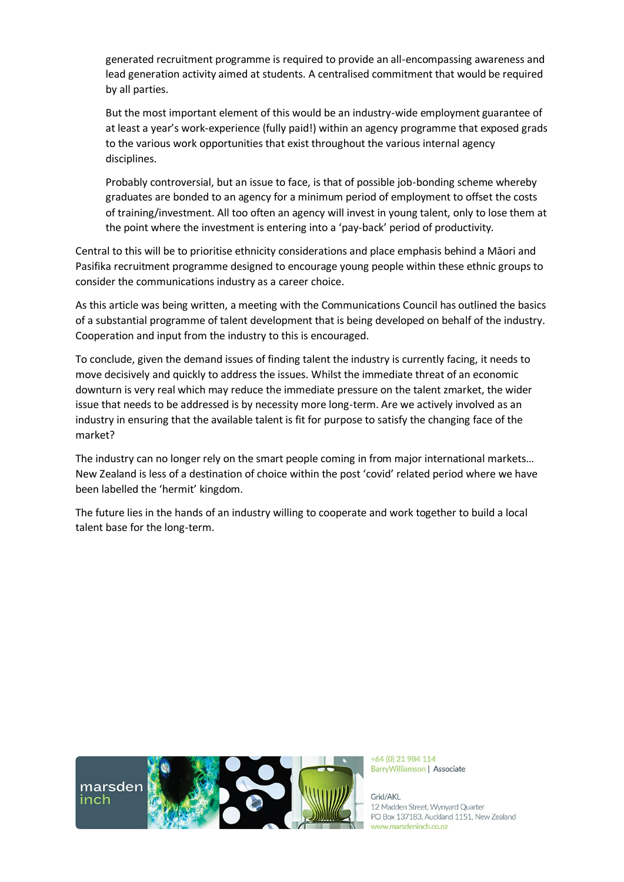generated recruitment programme is required to provide an all-encompassing awareness and lead generation activity aimed at students. A centralised commitment that would be required by all parties.

But the most important element of this would be an industry-wide employment guarantee of at least a year's work-experience (fully paid!) within an agency programme that exposed grads to the various work opportunities that exist throughout the various internal agency disciplines.

Probably controversial, but an issue to face, is that of possible job-bonding scheme whereby graduates are bonded to an agency for a minimum period of employment to offset the costs of training/investment. All too often an agency will invest in young talent, only to lose them at the point where the investment is entering into a 'pay-back' period of productivity.

Central to this will be to prioritise ethnicity considerations and place emphasis behind a Māori and Pasifika recruitment programme designed to encourage young people within these ethnic groups to consider the communications industry as a career choice.

As this article was being written, a meeting with the Communications Council has outlined the basics of a substantial programme of talent development that is being developed on behalf of the industry. Cooperation and input from the industry to this is encouraged.

To conclude, given the demand issues of finding talent the industry is currently facing, it needs to move decisively and quickly to address the issues. Whilst the immediate threat of an economic downturn is very real which may reduce the immediate pressure on the talent zmarket, the wider issue that needs to be addressed is by necessity more long-term. Are we actively involved as an industry in ensuring that the available talent is fit for purpose to satisfy the changing face of the market?

The industry can no longer rely on the smart people coming in from major international markets… New Zealand is less of a destination of choice within the post 'covid' related period where we have been labelled the 'hermit' kingdom.

The future lies in the hands of an industry willing to cooperate and work together to build a local talent base for the long-term.

marsden inch

+64 (0) 21 984 114
BarryWilliamson | Associate

Grid/AKL
12 Madden Street, Wynyard Quarter
PO Box 137183, Auckland 1151, New Zealand
www.marsdeninch.co.nz